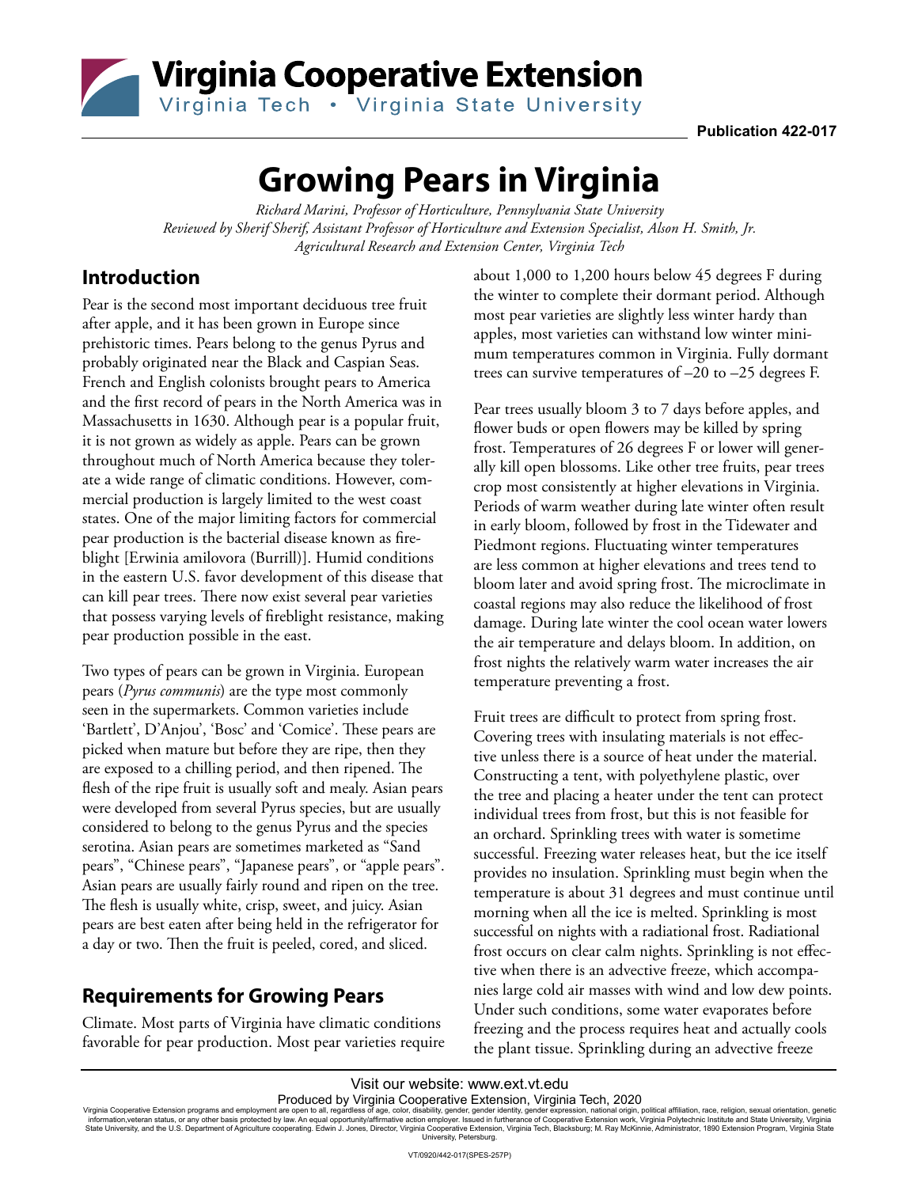# Growing Pears in Virginia

*Richard Marini, Professor of Horticulture, Pennsylvania State University*
*Reviewed by Sherif Sherif, Assistant Professor of Horticulture and Extension Specialist, Alson H. Smith, Jr. Agricultural Research and Extension Center, Virginia Tech*

Publication 422-017

## Introduction

Pear is the second most important deciduous tree fruit after apple, and it has been grown in Europe since prehistoric times. Pears belong to the genus Pyrus and probably originated near the Black and Caspian Seas. French and English colonists brought pears to America and the first record of pears in the North America was in Massachusetts in 1630. Although pear is a popular fruit, it is not grown as widely as apple. Pears can be grown throughout much of North America because they tolerate a wide range of climatic conditions. However, commercial production is largely limited to the west coast states. One of the major limiting factors for commercial pear production is the bacterial disease known as fireblight [Erwinia amilovora (Burrill)]. Humid conditions in the eastern U.S. favor development of this disease that can kill pear trees. There now exist several pear varieties that possess varying levels of fireblight resistance, making pear production possible in the east.

Two types of pears can be grown in Virginia. European pears (*Pyrus communis*) are the type most commonly seen in the supermarkets. Common varieties include 'Bartlett', D'Anjou', 'Bosc' and 'Comice'. These pears are picked when mature but before they are ripe, then they are exposed to a chilling period, and then ripened. The flesh of the ripe fruit is usually soft and mealy. Asian pears were developed from several Pyrus species, but are usually considered to belong to the genus Pyrus and the species serotina. Asian pears are sometimes marketed as "Sand pears", "Chinese pears", "Japanese pears", or "apple pears". Asian pears are usually fairly round and ripen on the tree. The flesh is usually white, crisp, sweet, and juicy. Asian pears are best eaten after being held in the refrigerator for a day or two. Then the fruit is peeled, cored, and sliced.

## Requirements for Growing Pears

Climate. Most parts of Virginia have climatic conditions favorable for pear production. Most pear varieties require about 1,000 to 1,200 hours below 45 degrees F during the winter to complete their dormant period. Although most pear varieties are slightly less winter hardy than apples, most varieties can withstand low winter minimum temperatures common in Virginia. Fully dormant trees can survive temperatures of –20 to –25 degrees F.

Pear trees usually bloom 3 to 7 days before apples, and flower buds or open flowers may be killed by spring frost. Temperatures of 26 degrees F or lower will generally kill open blossoms. Like other tree fruits, pear trees crop most consistently at higher elevations in Virginia. Periods of warm weather during late winter often result in early bloom, followed by frost in the Tidewater and Piedmont regions. Fluctuating winter temperatures are less common at higher elevations and trees tend to bloom later and avoid spring frost. The microclimate in coastal regions may also reduce the likelihood of frost damage. During late winter the cool ocean water lowers the air temperature and delays bloom. In addition, on frost nights the relatively warm water increases the air temperature preventing a frost.

Fruit trees are difficult to protect from spring frost. Covering trees with insulating materials is not effective unless there is a source of heat under the material. Constructing a tent, with polyethylene plastic, over the tree and placing a heater under the tent can protect individual trees from frost, but this is not feasible for an orchard. Sprinkling trees with water is sometime successful. Freezing water releases heat, but the ice itself provides no insulation. Sprinkling must begin when the temperature is about 31 degrees and must continue until morning when all the ice is melted. Sprinkling is most successful on nights with a radiational frost. Radiational frost occurs on clear calm nights. Sprinkling is not effective when there is an advective freeze, which accompanies large cold air masses with wind and low dew points. Under such conditions, some water evaporates before freezing and the process requires heat and actually cools the plant tissue. Sprinkling during an advective freeze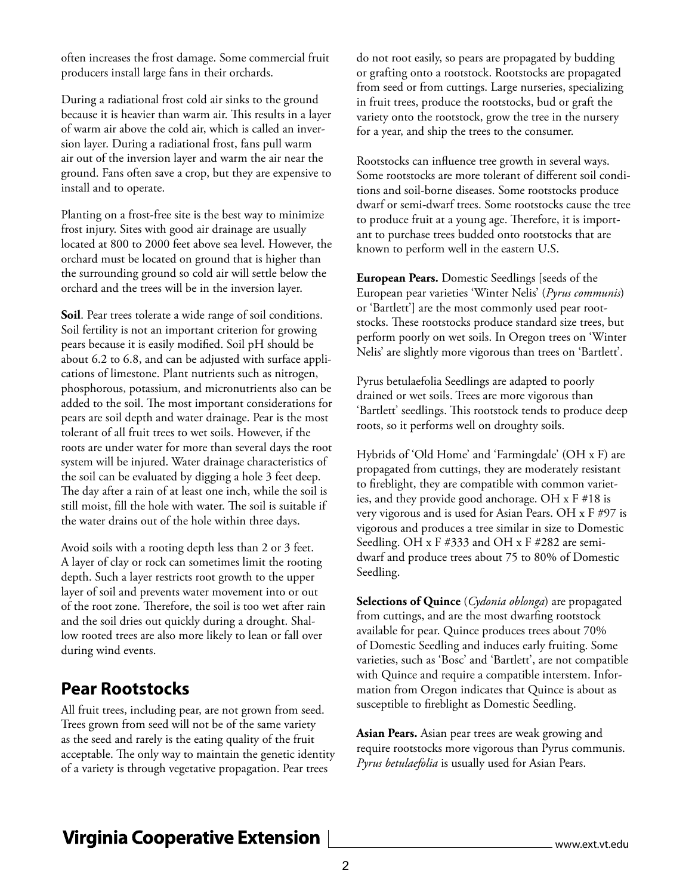often increases the frost damage. Some commercial fruit producers install large fans in their orchards.

During a radiational frost cold air sinks to the ground because it is heavier than warm air. This results in a layer of warm air above the cold air, which is called an inversion layer. During a radiational frost, fans pull warm air out of the inversion layer and warm the air near the ground. Fans often save a crop, but they are expensive to install and to operate.

Planting on a frost-free site is the best way to minimize frost injury. Sites with good air drainage are usually located at 800 to 2000 feet above sea level. However, the orchard must be located on ground that is higher than the surrounding ground so cold air will settle below the orchard and the trees will be in the inversion layer.

**Soil**. Pear trees tolerate a wide range of soil conditions. Soil fertility is not an important criterion for growing pears because it is easily modified. Soil pH should be about 6.2 to 6.8, and can be adjusted with surface applications of limestone. Plant nutrients such as nitrogen, phosphorous, potassium, and micronutrients also can be added to the soil. The most important considerations for pears are soil depth and water drainage. Pear is the most tolerant of all fruit trees to wet soils. However, if the roots are under water for more than several days the root system will be injured. Water drainage characteristics of the soil can be evaluated by digging a hole 3 feet deep. The day after a rain of at least one inch, while the soil is still moist, fill the hole with water. The soil is suitable if the water drains out of the hole within three days.

Avoid soils with a rooting depth less than 2 or 3 feet. A layer of clay or rock can sometimes limit the rooting depth. Such a layer restricts root growth to the upper layer of soil and prevents water movement into or out of the root zone. Therefore, the soil is too wet after rain and the soil dries out quickly during a drought. Shallow rooted trees are also more likely to lean or fall over during wind events.

## Pear Rootstocks

All fruit trees, including pear, are not grown from seed. Trees grown from seed will not be of the same variety as the seed and rarely is the eating quality of the fruit acceptable. The only way to maintain the genetic identity of a variety is through vegetative propagation. Pear trees do not root easily, so pears are propagated by budding or grafting onto a rootstock. Rootstocks are propagated from seed or from cuttings. Large nurseries, specializing in fruit trees, produce the rootstocks, bud or graft the variety onto the rootstock, grow the tree in the nursery for a year, and ship the trees to the consumer.

Rootstocks can influence tree growth in several ways. Some rootstocks are more tolerant of different soil conditions and soil-borne diseases. Some rootstocks produce dwarf or semi-dwarf trees. Some rootstocks cause the tree to produce fruit at a young age. Therefore, it is important to purchase trees budded onto rootstocks that are known to perform well in the eastern U.S.

**European Pears.** Domestic Seedlings [seeds of the European pear varieties 'Winter Nelis' (*Pyrus communis*) or 'Bartlett'] are the most commonly used pear rootstocks. These rootstocks produce standard size trees, but perform poorly on wet soils. In Oregon trees on 'Winter Nelis' are slightly more vigorous than trees on 'Bartlett'.

Pyrus betulaefolia Seedlings are adapted to poorly drained or wet soils. Trees are more vigorous than 'Bartlett' seedlings. This rootstock tends to produce deep roots, so it performs well on droughty soils.

Hybrids of 'Old Home' and 'Farmingdale' (OH x F) are propagated from cuttings, they are moderately resistant to fireblight, they are compatible with common varieties, and they provide good anchorage. OH x F #18 is very vigorous and is used for Asian Pears. OH x F #97 is vigorous and produces a tree similar in size to Domestic Seedling. OH x F #333 and OH x F #282 are semi-dwarf and produce trees about 75 to 80% of Domestic Seedling.

**Selections of Quince** (*Cydonia oblonga*) are propagated from cuttings, and are the most dwarfing rootstock available for pear. Quince produces trees about 70% of Domestic Seedling and induces early fruiting. Some varieties, such as 'Bosc' and 'Bartlett', are not compatible with Quince and require a compatible interstem. Information from Oregon indicates that Quince is about as susceptible to fireblight as Domestic Seedling.

**Asian Pears.** Asian pear trees are weak growing and require rootstocks more vigorous than Pyrus communis. *Pyrus betulaefolia* is usually used for Asian Pears.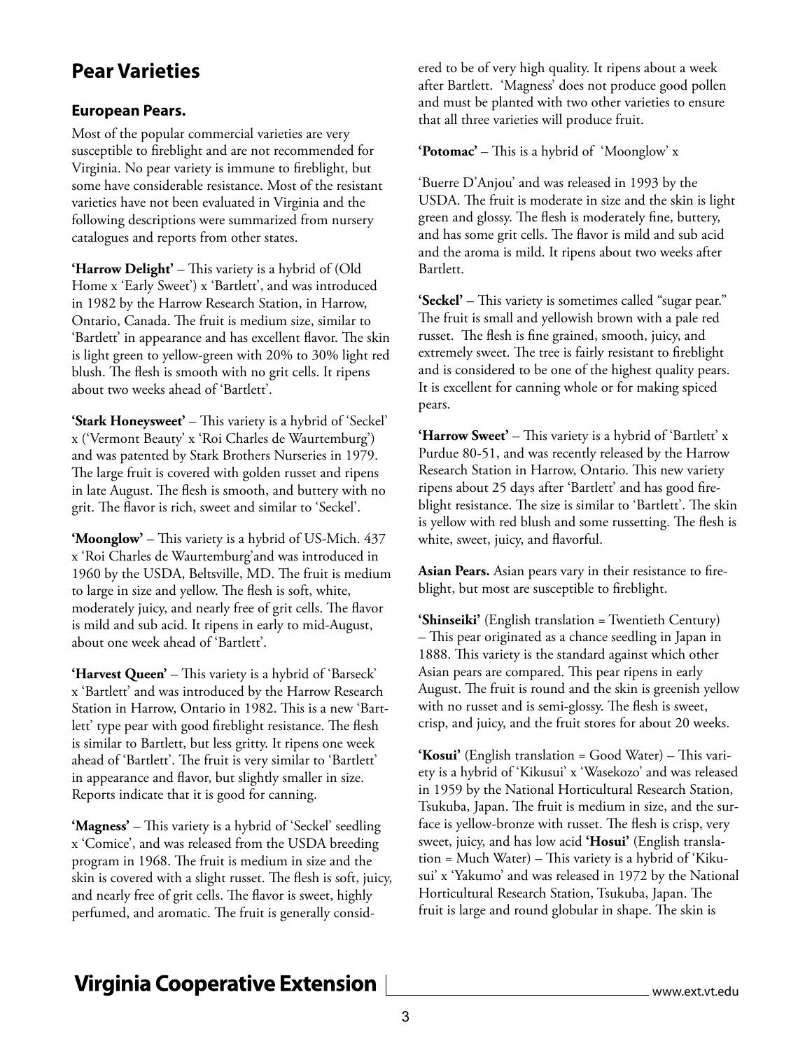## Pear Varieties

### European Pears.

Most of the popular commercial varieties are very susceptible to fireblight and are not recommended for Virginia. No pear variety is immune to fireblight, but some have considerable resistance. Most of the resistant varieties have not been evaluated in Virginia and the following descriptions were summarized from nursery catalogues and reports from other states.

**'Harrow Delight'** – This variety is a hybrid of (Old Home x 'Early Sweet') x 'Bartlett', and was introduced in 1982 by the Harrow Research Station, in Harrow, Ontario, Canada. The fruit is medium size, similar to 'Bartlett' in appearance and has excellent flavor. The skin is light green to yellow-green with 20% to 30% light red blush. The flesh is smooth with no grit cells. It ripens about two weeks ahead of 'Bartlett'.

**'Stark Honeysweet'** – This variety is a hybrid of 'Seckel' x ('Vermont Beauty' x 'Roi Charles de Waurtemburg') and was patented by Stark Brothers Nurseries in 1979. The large fruit is covered with golden russet and ripens in late August. The flesh is smooth, and buttery with no grit. The flavor is rich, sweet and similar to 'Seckel'.

**'Moonglow'** – This variety is a hybrid of US-Mich. 437 x 'Roi Charles de Waurtemburg'and was introduced in 1960 by the USDA, Beltsville, MD. The fruit is medium to large in size and yellow. The flesh is soft, white, moderately juicy, and nearly free of grit cells. The flavor is mild and sub acid. It ripens in early to mid-August, about one week ahead of 'Bartlett'.

**'Harvest Queen'** – This variety is a hybrid of 'Barseck' x 'Bartlett' and was introduced by the Harrow Research Station in Harrow, Ontario in 1982. This is a new 'Bartlett' type pear with good fireblight resistance. The flesh is similar to Bartlett, but less gritty. It ripens one week ahead of 'Bartlett'. The fruit is very similar to 'Bartlett' in appearance and flavor, but slightly smaller in size. Reports indicate that it is good for canning.

**'Magness'** – This variety is a hybrid of 'Seckel' seedling x 'Comice', and was released from the USDA breeding program in 1968. The fruit is medium in size and the skin is covered with a slight russet. The flesh is soft, juicy, and nearly free of grit cells. The flavor is sweet, highly perfumed, and aromatic. The fruit is generally considered to be of very high quality. It ripens about a week after Bartlett. 'Magness' does not produce good pollen and must be planted with two other varieties to ensure that all three varieties will produce fruit.

**'Potomac'** – This is a hybrid of 'Moonglow' x

'Buerre D'Anjou' and was released in 1993 by the USDA. The fruit is moderate in size and the skin is light green and glossy. The flesh is moderately fine, buttery, and has some grit cells. The flavor is mild and sub acid and the aroma is mild. It ripens about two weeks after Bartlett.

**'Seckel'** – This variety is sometimes called "sugar pear." The fruit is small and yellowish brown with a pale red russet. The flesh is fine grained, smooth, juicy, and extremely sweet. The tree is fairly resistant to fireblight and is considered to be one of the highest quality pears. It is excellent for canning whole or for making spiced pears.

**'Harrow Sweet'** – This variety is a hybrid of 'Bartlett' x Purdue 80-51, and was recently released by the Harrow Research Station in Harrow, Ontario. This new variety ripens about 25 days after 'Bartlett' and has good fireblight resistance. The size is similar to 'Bartlett'. The skin is yellow with red blush and some russetting. The flesh is white, sweet, juicy, and flavorful.

**Asian Pears.** Asian pears vary in their resistance to fireblight, but most are susceptible to fireblight.

**'Shinseiki'** (English translation = Twentieth Century) – This pear originated as a chance seedling in Japan in 1888. This variety is the standard against which other Asian pears are compared. This pear ripens in early August. The fruit is round and the skin is greenish yellow with no russet and is semi-glossy. The flesh is sweet, crisp, and juicy, and the fruit stores for about 20 weeks.

**'Kosui'** (English translation = Good Water) – This variety is a hybrid of 'Kikusui' x 'Wasekozo' and was released in 1959 by the National Horticultural Research Station, Tsukuba, Japan. The fruit is medium in size, and the surface is yellow-bronze with russet. The flesh is crisp, very sweet, juicy, and has low acid **'Hosui'** (English translation = Much Water) – This variety is a hybrid of 'Kikusui' x 'Yakumo' and was released in 1972 by the National Horticultural Research Station, Tsukuba, Japan. The fruit is large and round globular in shape. The skin is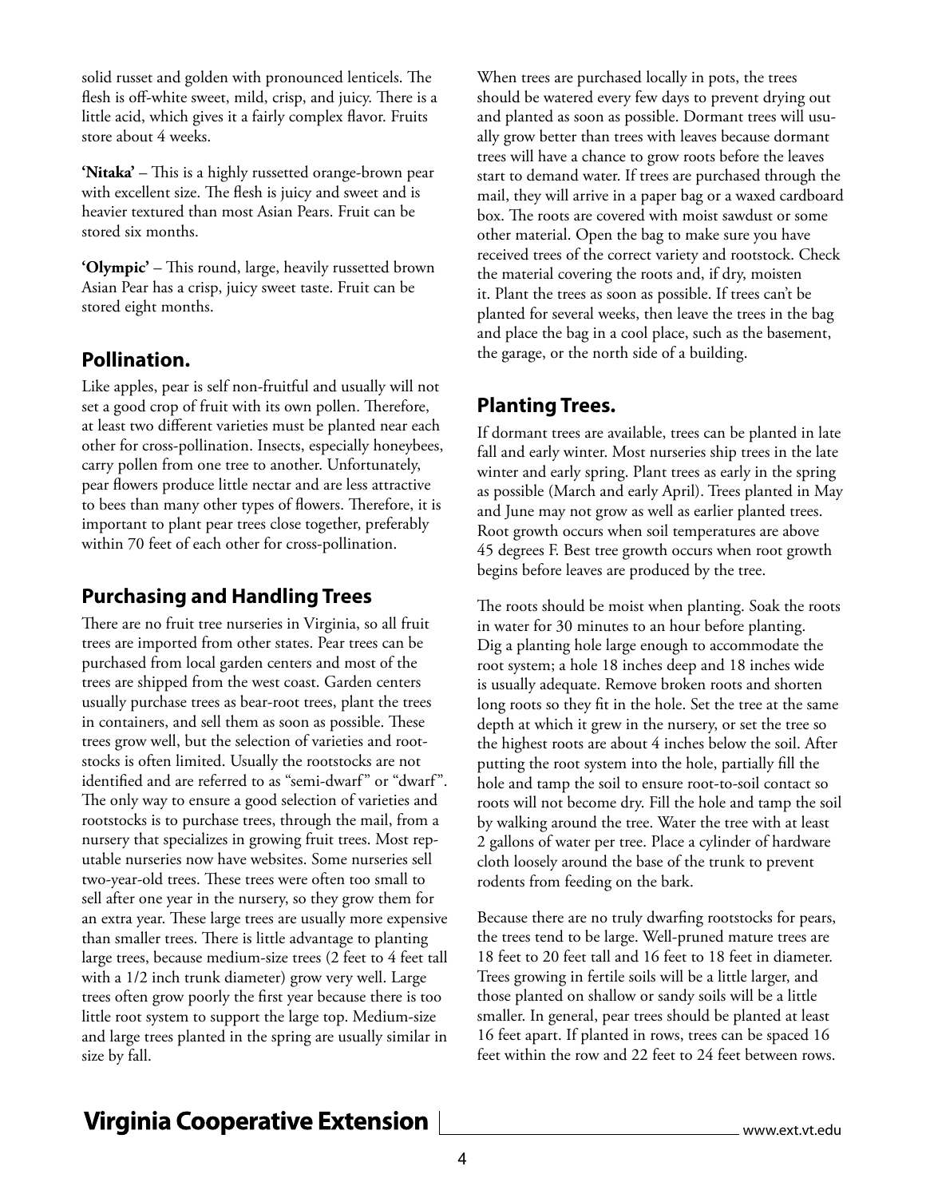solid russet and golden with pronounced lenticels. The flesh is off-white sweet, mild, crisp, and juicy. There is a little acid, which gives it a fairly complex flavor. Fruits store about 4 weeks.

**'Nitaka'** – This is a highly russetted orange-brown pear with excellent size. The flesh is juicy and sweet and is heavier textured than most Asian Pears. Fruit can be stored six months.

**'Olympic'** – This round, large, heavily russetted brown Asian Pear has a crisp, juicy sweet taste. Fruit can be stored eight months.

## Pollination.

Like apples, pear is self non-fruitful and usually will not set a good crop of fruit with its own pollen. Therefore, at least two different varieties must be planted near each other for cross-pollination. Insects, especially honeybees, carry pollen from one tree to another. Unfortunately, pear flowers produce little nectar and are less attractive to bees than many other types of flowers. Therefore, it is important to plant pear trees close together, preferably within 70 feet of each other for cross-pollination.

## Purchasing and Handling Trees

There are no fruit tree nurseries in Virginia, so all fruit trees are imported from other states. Pear trees can be purchased from local garden centers and most of the trees are shipped from the west coast. Garden centers usually purchase trees as bear-root trees, plant the trees in containers, and sell them as soon as possible. These trees grow well, but the selection of varieties and rootstocks is often limited. Usually the rootstocks are not identified and are referred to as "semi-dwarf" or "dwarf". The only way to ensure a good selection of varieties and rootstocks is to purchase trees, through the mail, from a nursery that specializes in growing fruit trees. Most reputable nurseries now have websites. Some nurseries sell two-year-old trees. These trees were often too small to sell after one year in the nursery, so they grow them for an extra year. These large trees are usually more expensive than smaller trees. There is little advantage to planting large trees, because medium-size trees (2 feet to 4 feet tall with a 1/2 inch trunk diameter) grow very well. Large trees often grow poorly the first year because there is too little root system to support the large top. Medium-size and large trees planted in the spring are usually similar in size by fall.

When trees are purchased locally in pots, the trees should be watered every few days to prevent drying out and planted as soon as possible. Dormant trees will usually grow better than trees with leaves because dormant trees will have a chance to grow roots before the leaves start to demand water. If trees are purchased through the mail, they will arrive in a paper bag or a waxed cardboard box. The roots are covered with moist sawdust or some other material. Open the bag to make sure you have received trees of the correct variety and rootstock. Check the material covering the roots and, if dry, moisten it. Plant the trees as soon as possible. If trees can't be planted for several weeks, then leave the trees in the bag and place the bag in a cool place, such as the basement, the garage, or the north side of a building.

## Planting Trees.

If dormant trees are available, trees can be planted in late fall and early winter. Most nurseries ship trees in the late winter and early spring. Plant trees as early in the spring as possible (March and early April). Trees planted in May and June may not grow as well as earlier planted trees. Root growth occurs when soil temperatures are above 45 degrees F. Best tree growth occurs when root growth begins before leaves are produced by the tree.

The roots should be moist when planting. Soak the roots in water for 30 minutes to an hour before planting. Dig a planting hole large enough to accommodate the root system; a hole 18 inches deep and 18 inches wide is usually adequate. Remove broken roots and shorten long roots so they fit in the hole. Set the tree at the same depth at which it grew in the nursery, or set the tree so the highest roots are about 4 inches below the soil. After putting the root system into the hole, partially fill the hole and tamp the soil to ensure root-to-soil contact so roots will not become dry. Fill the hole and tamp the soil by walking around the tree. Water the tree with at least 2 gallons of water per tree. Place a cylinder of hardware cloth loosely around the base of the trunk to prevent rodents from feeding on the bark.

Because there are no truly dwarfing rootstocks for pears, the trees tend to be large. Well-pruned mature trees are 18 feet to 20 feet tall and 16 feet to 18 feet in diameter. Trees growing in fertile soils will be a little larger, and those planted on shallow or sandy soils will be a little smaller. In general, pear trees should be planted at least 16 feet apart. If planted in rows, trees can be spaced 16 feet within the row and 22 feet to 24 feet between rows.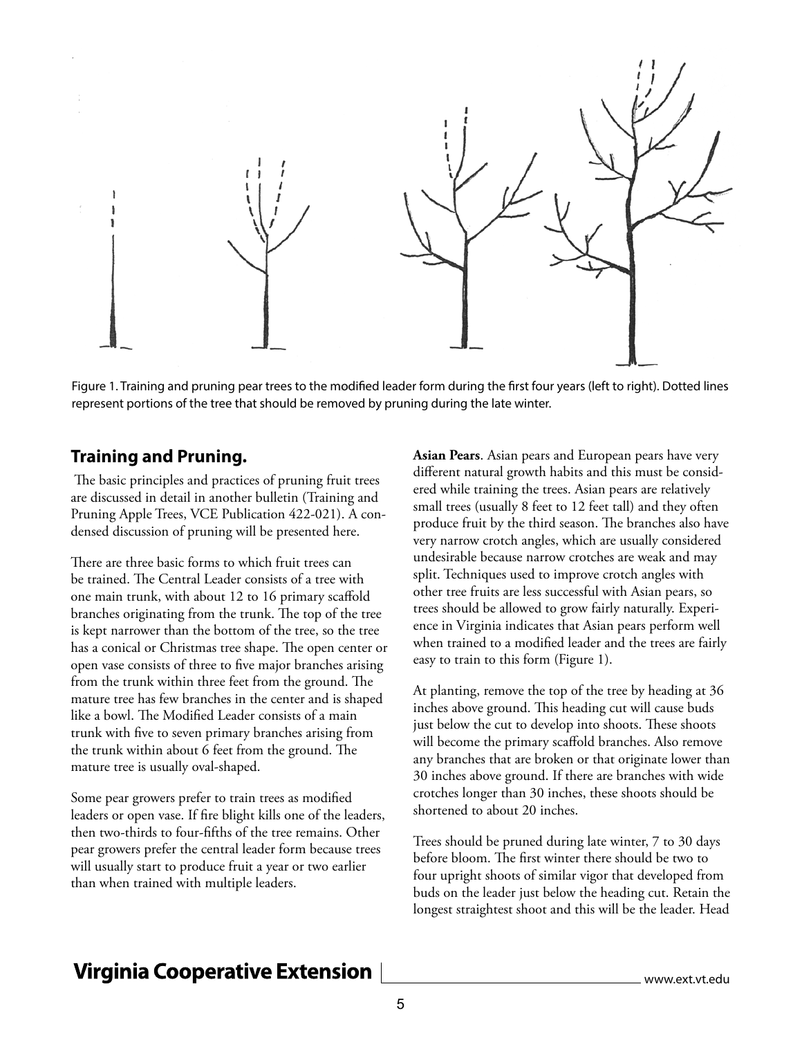Figure 1. Training and pruning pear trees to the modified leader form during the first four years (left to right). Dotted lines represent portions of the tree that should be removed by pruning during the late winter.

## Training and Pruning.

The basic principles and practices of pruning fruit trees are discussed in detail in another bulletin (Training and Pruning Apple Trees, VCE Publication 422-021). A condensed discussion of pruning will be presented here.

There are three basic forms to which fruit trees can be trained. The Central Leader consists of a tree with one main trunk, with about 12 to 16 primary scaffold branches originating from the trunk. The top of the tree is kept narrower than the bottom of the tree, so the tree has a conical or Christmas tree shape. The open center or open vase consists of three to five major branches arising from the trunk within three feet from the ground. The mature tree has few branches in the center and is shaped like a bowl. The Modified Leader consists of a main trunk with five to seven primary branches arising from the trunk within about 6 feet from the ground. The mature tree is usually oval-shaped.

Some pear growers prefer to train trees as modified leaders or open vase. If fire blight kills one of the leaders, then two-thirds to four-fifths of the tree remains. Other pear growers prefer the central leader form because trees will usually start to produce fruit a year or two earlier than when trained with multiple leaders.

**Asian Pears**. Asian pears and European pears have very different natural growth habits and this must be considered while training the trees. Asian pears are relatively small trees (usually 8 feet to 12 feet tall) and they often produce fruit by the third season. The branches also have very narrow crotch angles, which are usually considered undesirable because narrow crotches are weak and may split. Techniques used to improve crotch angles with other tree fruits are less successful with Asian pears, so trees should be allowed to grow fairly naturally. Experience in Virginia indicates that Asian pears perform well when trained to a modified leader and the trees are fairly easy to train to this form (Figure 1).

At planting, remove the top of the tree by heading at 36 inches above ground. This heading cut will cause buds just below the cut to develop into shoots. These shoots will become the primary scaffold branches. Also remove any branches that are broken or that originate lower than 30 inches above ground. If there are branches with wide crotches longer than 30 inches, these shoots should be shortened to about 20 inches.

Trees should be pruned during late winter, 7 to 30 days before bloom. The first winter there should be two to four upright shoots of similar vigor that developed from buds on the leader just below the heading cut. Retain the longest straightest shoot and this will be the leader. Head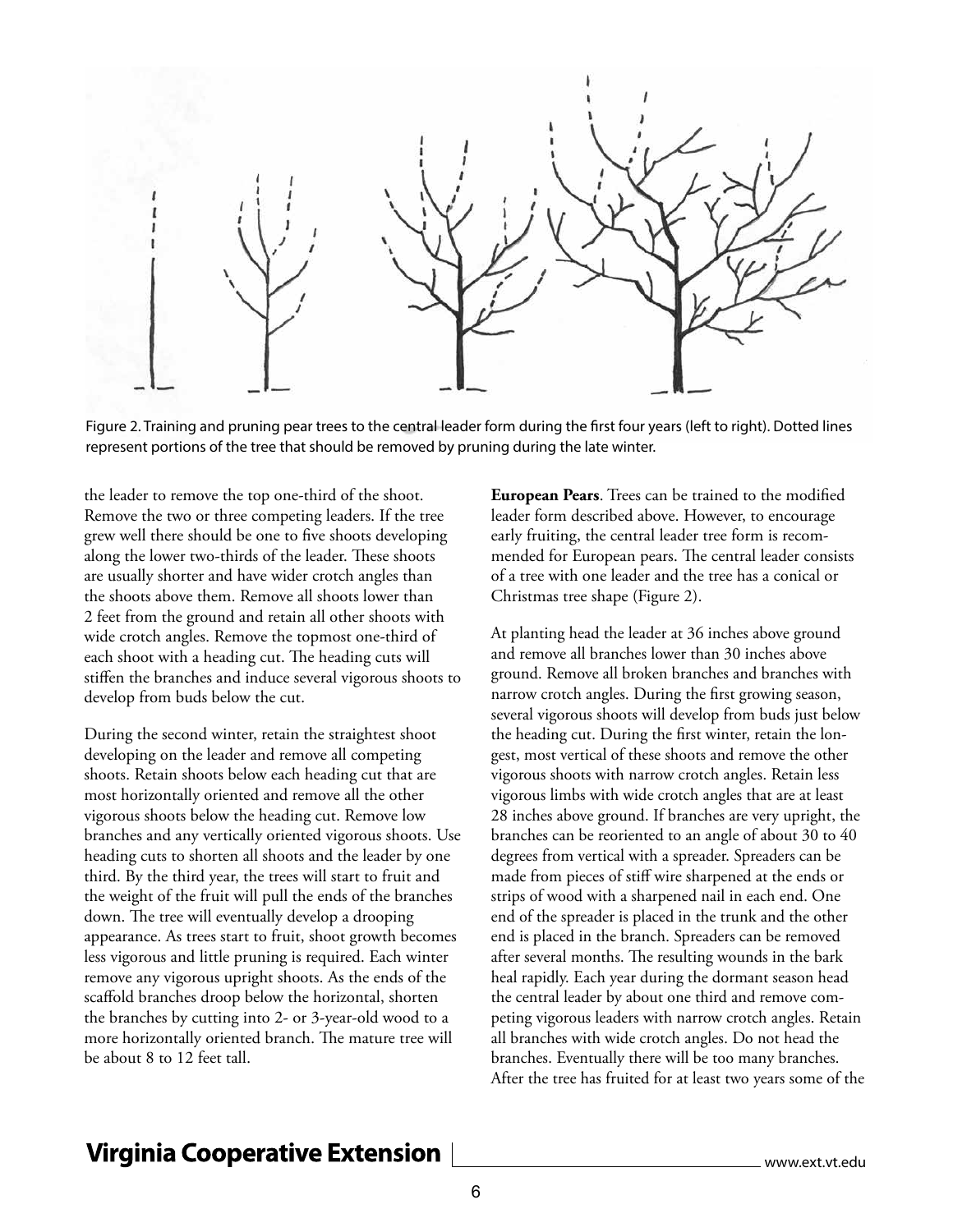Figure 2. Training and pruning pear trees to the central leader form during the first four years (left to right). Dotted lines represent portions of the tree that should be removed by pruning during the late winter.

the leader to remove the top one-third of the shoot. Remove the two or three competing leaders. If the tree grew well there should be one to five shoots developing along the lower two-thirds of the leader. These shoots are usually shorter and have wider crotch angles than the shoots above them. Remove all shoots lower than 2 feet from the ground and retain all other shoots with wide crotch angles. Remove the topmost one-third of each shoot with a heading cut. The heading cuts will stiffen the branches and induce several vigorous shoots to develop from buds below the cut.

During the second winter, retain the straightest shoot developing on the leader and remove all competing shoots. Retain shoots below each heading cut that are most horizontally oriented and remove all the other vigorous shoots below the heading cut. Remove low branches and any vertically oriented vigorous shoots. Use heading cuts to shorten all shoots and the leader by one third. By the third year, the trees will start to fruit and the weight of the fruit will pull the ends of the branches down. The tree will eventually develop a drooping appearance. As trees start to fruit, shoot growth becomes less vigorous and little pruning is required. Each winter remove any vigorous upright shoots. As the ends of the scaffold branches droop below the horizontal, shorten the branches by cutting into 2- or 3-year-old wood to a more horizontally oriented branch. The mature tree will be about 8 to 12 feet tall.

**European Pears**. Trees can be trained to the modified leader form described above. However, to encourage early fruiting, the central leader tree form is recommended for European pears. The central leader consists of a tree with one leader and the tree has a conical or Christmas tree shape (Figure 2).

At planting head the leader at 36 inches above ground and remove all branches lower than 30 inches above ground. Remove all broken branches and branches with narrow crotch angles. During the first growing season, several vigorous shoots will develop from buds just below the heading cut. During the first winter, retain the longest, most vertical of these shoots and remove the other vigorous shoots with narrow crotch angles. Retain less vigorous limbs with wide crotch angles that are at least 28 inches above ground. If branches are very upright, the branches can be reoriented to an angle of about 30 to 40 degrees from vertical with a spreader. Spreaders can be made from pieces of stiff wire sharpened at the ends or strips of wood with a sharpened nail in each end. One end of the spreader is placed in the trunk and the other end is placed in the branch. Spreaders can be removed after several months. The resulting wounds in the bark heal rapidly. Each year during the dormant season head the central leader by about one third and remove competing vigorous leaders with narrow crotch angles. Retain all branches with wide crotch angles. Do not head the branches. Eventually there will be too many branches. After the tree has fruited for at least two years some of the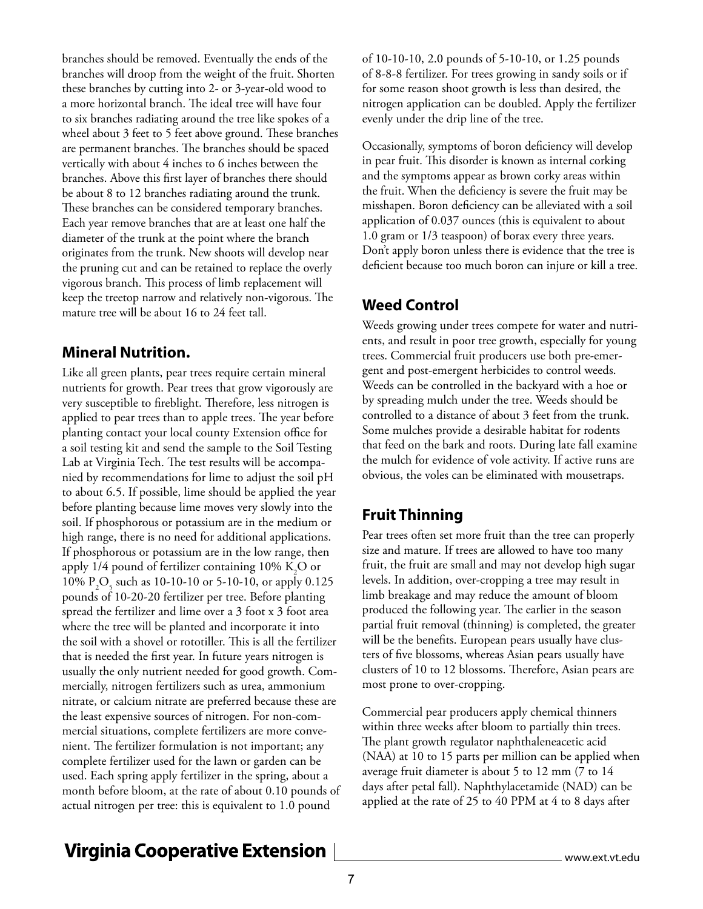branches should be removed. Eventually the ends of the branches will droop from the weight of the fruit. Shorten these branches by cutting into 2- or 3-year-old wood to a more horizontal branch. The ideal tree will have four to six branches radiating around the tree like spokes of a wheel about 3 feet to 5 feet above ground. These branches are permanent branches. The branches should be spaced vertically with about 4 inches to 6 inches between the branches. Above this first layer of branches there should be about 8 to 12 branches radiating around the trunk. These branches can be considered temporary branches. Each year remove branches that are at least one half the diameter of the trunk at the point where the branch originates from the trunk. New shoots will develop near the pruning cut and can be retained to replace the overly vigorous branch. This process of limb replacement will keep the treetop narrow and relatively non-vigorous. The mature tree will be about 16 to 24 feet tall.

## Mineral Nutrition.

Like all green plants, pear trees require certain mineral nutrients for growth. Pear trees that grow vigorously are very susceptible to fireblight. Therefore, less nitrogen is applied to pear trees than to apple trees. The year before planting contact your local county Extension office for a soil testing kit and send the sample to the Soil Testing Lab at Virginia Tech. The test results will be accompanied by recommendations for lime to adjust the soil pH to about 6.5. If possible, lime should be applied the year before planting because lime moves very slowly into the soil. If phosphorous or potassium are in the medium or high range, there is no need for additional applications. If phosphorous or potassium are in the low range, then apply 1/4 pound of fertilizer containing 10% $K_2O$ or 10% $P_2O_5$ such as 10-10-10 or 5-10-10, or apply 0.125 pounds of 10-20-20 fertilizer per tree. Before planting spread the fertilizer and lime over a 3 foot x 3 foot area where the tree will be planted and incorporate it into the soil with a shovel or rototiller. This is all the fertilizer that is needed the first year. In future years nitrogen is usually the only nutrient needed for good growth. Commercially, nitrogen fertilizers such as urea, ammonium nitrate, or calcium nitrate are preferred because these are the least expensive sources of nitrogen. For non-commercial situations, complete fertilizers are more convenient. The fertilizer formulation is not important; any complete fertilizer used for the lawn or garden can be used. Each spring apply fertilizer in the spring, about a month before bloom, at the rate of about 0.10 pounds of actual nitrogen per tree: this is equivalent to 1.0 pound of 10-10-10, 2.0 pounds of 5-10-10, or 1.25 pounds of 8-8-8 fertilizer. For trees growing in sandy soils or if for some reason shoot growth is less than desired, the nitrogen application can be doubled. Apply the fertilizer evenly under the drip line of the tree.

Occasionally, symptoms of boron deficiency will develop in pear fruit. This disorder is known as internal corking and the symptoms appear as brown corky areas within the fruit. When the deficiency is severe the fruit may be misshapen. Boron deficiency can be alleviated with a soil application of 0.037 ounces (this is equivalent to about 1.0 gram or 1/3 teaspoon) of borax every three years. Don't apply boron unless there is evidence that the tree is deficient because too much boron can injure or kill a tree.

## Weed Control

Weeds growing under trees compete for water and nutrients, and result in poor tree growth, especially for young trees. Commercial fruit producers use both pre-emergent and post-emergent herbicides to control weeds. Weeds can be controlled in the backyard with a hoe or by spreading mulch under the tree. Weeds should be controlled to a distance of about 3 feet from the trunk. Some mulches provide a desirable habitat for rodents that feed on the bark and roots. During late fall examine the mulch for evidence of vole activity. If active runs are obvious, the voles can be eliminated with mousetraps.

## Fruit Thinning

Pear trees often set more fruit than the tree can properly size and mature. If trees are allowed to have too many fruit, the fruit are small and may not develop high sugar levels. In addition, over-cropping a tree may result in limb breakage and may reduce the amount of bloom produced the following year. The earlier in the season partial fruit removal (thinning) is completed, the greater will be the benefits. European pears usually have clusters of five blossoms, whereas Asian pears usually have clusters of 10 to 12 blossoms. Therefore, Asian pears are most prone to over-cropping.

Commercial pear producers apply chemical thinners within three weeks after bloom to partially thin trees. The plant growth regulator naphthaleneacetic acid (NAA) at 10 to 15 parts per million can be applied when average fruit diameter is about 5 to 12 mm (7 to 14 days after petal fall). Naphthylacetamide (NAD) can be applied at the rate of 25 to 40 PPM at 4 to 8 days after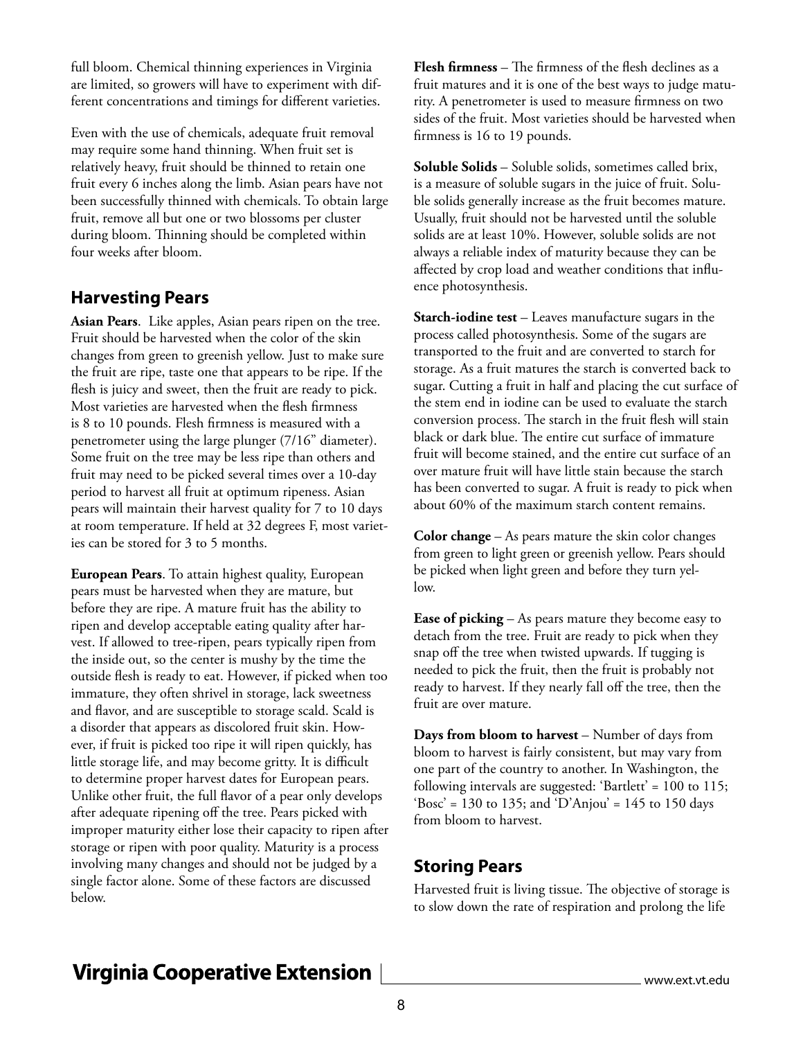full bloom. Chemical thinning experiences in Virginia are limited, so growers will have to experiment with different concentrations and timings for different varieties.

Even with the use of chemicals, adequate fruit removal may require some hand thinning. When fruit set is relatively heavy, fruit should be thinned to retain one fruit every 6 inches along the limb. Asian pears have not been successfully thinned with chemicals. To obtain large fruit, remove all but one or two blossoms per cluster during bloom. Thinning should be completed within four weeks after bloom.

## Harvesting Pears

**Asian Pears**. Like apples, Asian pears ripen on the tree. Fruit should be harvested when the color of the skin changes from green to greenish yellow. Just to make sure the fruit are ripe, taste one that appears to be ripe. If the flesh is juicy and sweet, then the fruit are ready to pick. Most varieties are harvested when the flesh firmness is 8 to 10 pounds. Flesh firmness is measured with a penetrometer using the large plunger (7/16" diameter). Some fruit on the tree may be less ripe than others and fruit may need to be picked several times over a 10-day period to harvest all fruit at optimum ripeness. Asian pears will maintain their harvest quality for 7 to 10 days at room temperature. If held at 32 degrees F, most varieties can be stored for 3 to 5 months.

**European Pears**. To attain highest quality, European pears must be harvested when they are mature, but before they are ripe. A mature fruit has the ability to ripen and develop acceptable eating quality after harvest. If allowed to tree-ripen, pears typically ripen from the inside out, so the center is mushy by the time the outside flesh is ready to eat. However, if picked when too immature, they often shrivel in storage, lack sweetness and flavor, and are susceptible to storage scald. Scald is a disorder that appears as discolored fruit skin. However, if fruit is picked too ripe it will ripen quickly, has little storage life, and may become gritty. It is difficult to determine proper harvest dates for European pears. Unlike other fruit, the full flavor of a pear only develops after adequate ripening off the tree. Pears picked with improper maturity either lose their capacity to ripen after storage or ripen with poor quality. Maturity is a process involving many changes and should not be judged by a single factor alone. Some of these factors are discussed below.

**Flesh firmness** – The firmness of the flesh declines as a fruit matures and it is one of the best ways to judge maturity. A penetrometer is used to measure firmness on two sides of the fruit. Most varieties should be harvested when firmness is 16 to 19 pounds.

**Soluble Solids** – Soluble solids, sometimes called brix, is a measure of soluble sugars in the juice of fruit. Soluble solids generally increase as the fruit becomes mature. Usually, fruit should not be harvested until the soluble solids are at least 10%. However, soluble solids are not always a reliable index of maturity because they can be affected by crop load and weather conditions that influence photosynthesis.

**Starch-iodine test** – Leaves manufacture sugars in the process called photosynthesis. Some of the sugars are transported to the fruit and are converted to starch for storage. As a fruit matures the starch is converted back to sugar. Cutting a fruit in half and placing the cut surface of the stem end in iodine can be used to evaluate the starch conversion process. The starch in the fruit flesh will stain black or dark blue. The entire cut surface of immature fruit will become stained, and the entire cut surface of an over mature fruit will have little stain because the starch has been converted to sugar. A fruit is ready to pick when about 60% of the maximum starch content remains.

**Color change** – As pears mature the skin color changes from green to light green or greenish yellow. Pears should be picked when light green and before they turn yellow.

**Ease of picking** – As pears mature they become easy to detach from the tree. Fruit are ready to pick when they snap off the tree when twisted upwards. If tugging is needed to pick the fruit, then the fruit is probably not ready to harvest. If they nearly fall off the tree, then the fruit are over mature.

**Days from bloom to harvest** – Number of days from bloom to harvest is fairly consistent, but may vary from one part of the country to another. In Washington, the following intervals are suggested: 'Bartlett' = 100 to 115; 'Bosc' = 130 to 135; and 'D'Anjou' = 145 to 150 days from bloom to harvest.

## Storing Pears

Harvested fruit is living tissue. The objective of storage is to slow down the rate of respiration and prolong the life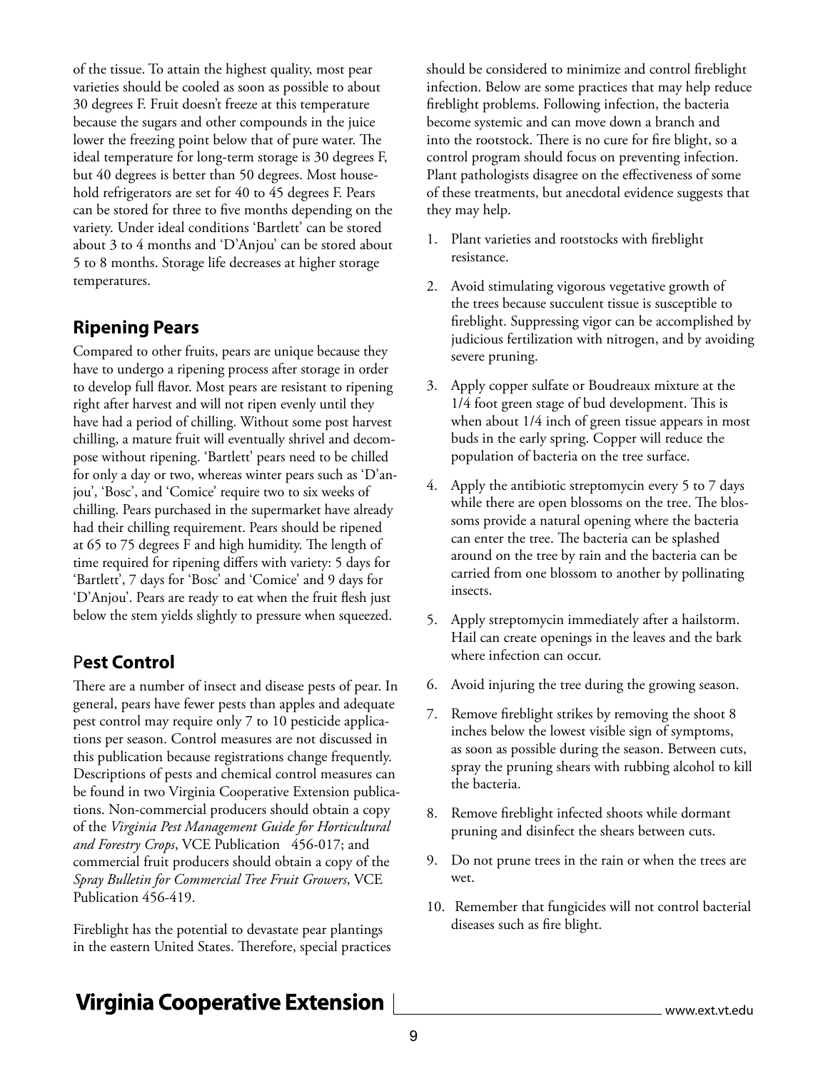of the tissue. To attain the highest quality, most pear varieties should be cooled as soon as possible to about 30 degrees F. Fruit doesn't freeze at this temperature because the sugars and other compounds in the juice lower the freezing point below that of pure water. The ideal temperature for long-term storage is 30 degrees F, but 40 degrees is better than 50 degrees. Most household refrigerators are set for 40 to 45 degrees F. Pears can be stored for three to five months depending on the variety. Under ideal conditions 'Bartlett' can be stored about 3 to 4 months and 'D'Anjou' can be stored about 5 to 8 months. Storage life decreases at higher storage temperatures.

## Ripening Pears

Compared to other fruits, pears are unique because they have to undergo a ripening process after storage in order to develop full flavor. Most pears are resistant to ripening right after harvest and will not ripen evenly until they have had a period of chilling. Without some post harvest chilling, a mature fruit will eventually shrivel and decompose without ripening. 'Bartlett' pears need to be chilled for only a day or two, whereas winter pears such as 'D'anjou', 'Bosc', and 'Comice' require two to six weeks of chilling. Pears purchased in the supermarket have already had their chilling requirement. Pears should be ripened at 65 to 75 degrees F and high humidity. The length of time required for ripening differs with variety: 5 days for 'Bartlett', 7 days for 'Bosc' and 'Comice' and 9 days for 'D'Anjou'. Pears are ready to eat when the fruit flesh just below the stem yields slightly to pressure when squeezed.

## Pest Control

There are a number of insect and disease pests of pear. In general, pears have fewer pests than apples and adequate pest control may require only 7 to 10 pesticide applications per season. Control measures are not discussed in this publication because registrations change frequently. Descriptions of pests and chemical control measures can be found in two Virginia Cooperative Extension publications. Non-commercial producers should obtain a copy of the *Virginia Pest Management Guide for Horticultural and Forestry Crops*, VCE Publication 456-017; and commercial fruit producers should obtain a copy of the *Spray Bulletin for Commercial Tree Fruit Growers*, VCE Publication 456-419.

Fireblight has the potential to devastate pear plantings in the eastern United States. Therefore, special practices should be considered to minimize and control fireblight infection. Below are some practices that may help reduce fireblight problems. Following infection, the bacteria become systemic and can move down a branch and into the rootstock. There is no cure for fire blight, so a control program should focus on preventing infection. Plant pathologists disagree on the effectiveness of some of these treatments, but anecdotal evidence suggests that they may help.

1. Plant varieties and rootstocks with fireblight resistance.
2. Avoid stimulating vigorous vegetative growth of the trees because succulent tissue is susceptible to fireblight. Suppressing vigor can be accomplished by judicious fertilization with nitrogen, and by avoiding severe pruning.
3. Apply copper sulfate or Boudreaux mixture at the 1/4 foot green stage of bud development. This is when about 1/4 inch of green tissue appears in most buds in the early spring. Copper will reduce the population of bacteria on the tree surface.
4. Apply the antibiotic streptomycin every 5 to 7 days while there are open blossoms on the tree. The blossoms provide a natural opening where the bacteria can enter the tree. The bacteria can be splashed around on the tree by rain and the bacteria can be carried from one blossom to another by pollinating insects.
5. Apply streptomycin immediately after a hailstorm. Hail can create openings in the leaves and the bark where infection can occur.
6. Avoid injuring the tree during the growing season.
7. Remove fireblight strikes by removing the shoot 8 inches below the lowest visible sign of symptoms, as soon as possible during the season. Between cuts, spray the pruning shears with rubbing alcohol to kill the bacteria.
8. Remove fireblight infected shoots while dormant pruning and disinfect the shears between cuts.
9. Do not prune trees in the rain or when the trees are wet.
10. Remember that fungicides will not control bacterial diseases such as fire blight.